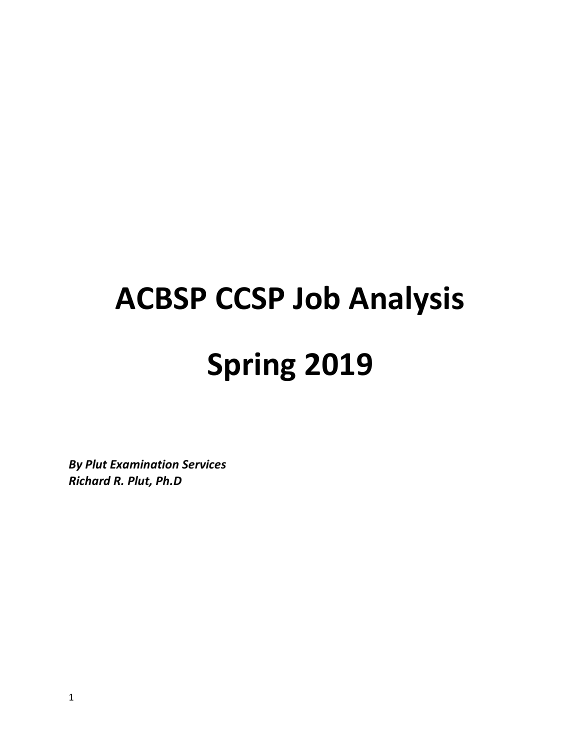# ACBSP CCSP Job Analysis

# Spring 2019

***By Plut Examination Services***
***Richard R. Plut, Ph.D***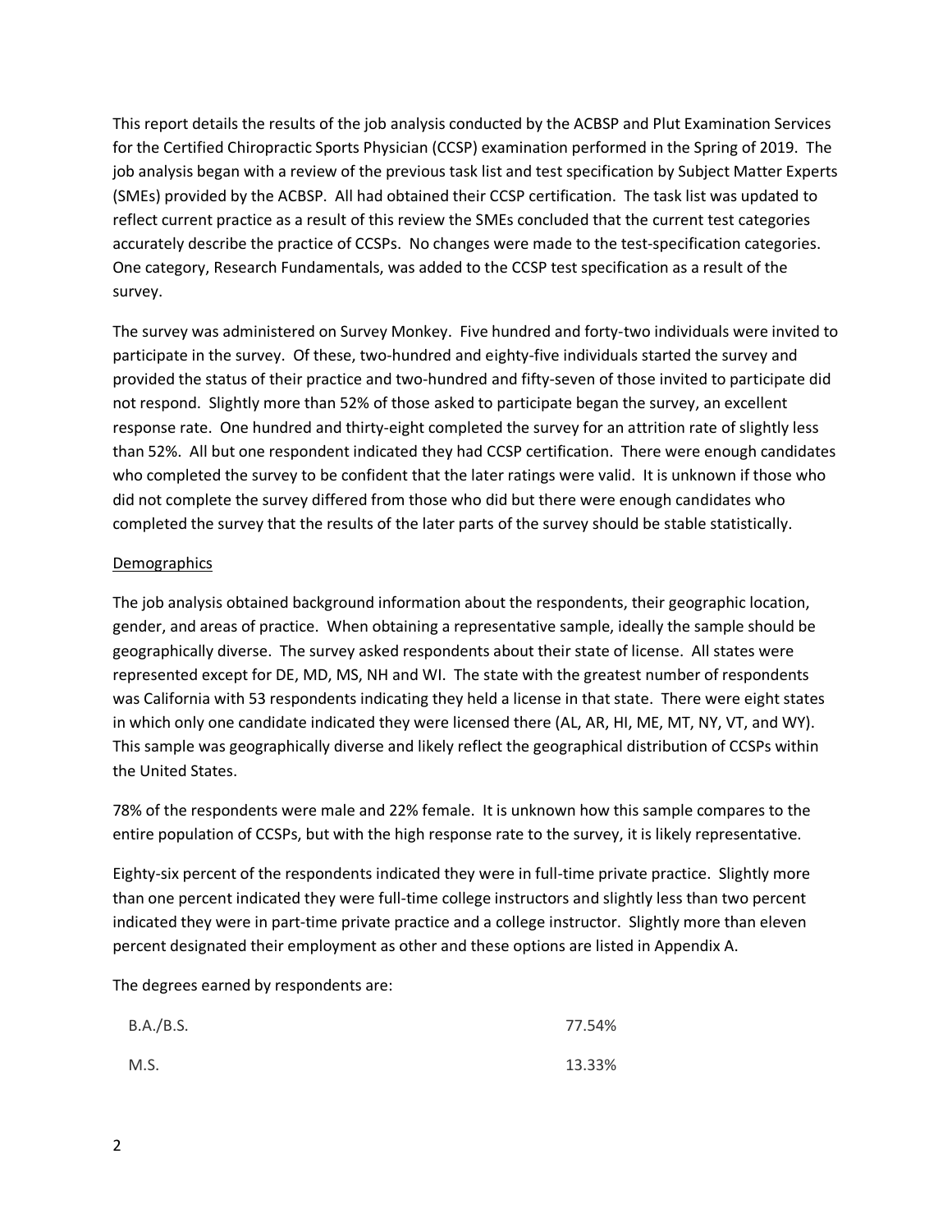This report details the results of the job analysis conducted by the ACBSP and Plut Examination Services for the Certified Chiropractic Sports Physician (CCSP) examination performed in the Spring of 2019. The job analysis began with a review of the previous task list and test specification by Subject Matter Experts (SMEs) provided by the ACBSP. All had obtained their CCSP certification. The task list was updated to reflect current practice as a result of this review the SMEs concluded that the current test categories accurately describe the practice of CCSPs. No changes were made to the test-specification categories. One category, Research Fundamentals, was added to the CCSP test specification as a result of the survey.

The survey was administered on Survey Monkey. Five hundred and forty-two individuals were invited to participate in the survey. Of these, two-hundred and eighty-five individuals started the survey and provided the status of their practice and two-hundred and fifty-seven of those invited to participate did not respond. Slightly more than 52% of those asked to participate began the survey, an excellent response rate. One hundred and thirty-eight completed the survey for an attrition rate of slightly less than 52%. All but one respondent indicated they had CCSP certification. There were enough candidates who completed the survey to be confident that the later ratings were valid. It is unknown if those who did not complete the survey differed from those who did but there were enough candidates who completed the survey that the results of the later parts of the survey should be stable statistically.

## Demographics

The job analysis obtained background information about the respondents, their geographic location, gender, and areas of practice. When obtaining a representative sample, ideally the sample should be geographically diverse. The survey asked respondents about their state of license. All states were represented except for DE, MD, MS, NH and WI. The state with the greatest number of respondents was California with 53 respondents indicating they held a license in that state. There were eight states in which only one candidate indicated they were licensed there (AL, AR, HI, ME, MT, NY, VT, and WY). This sample was geographically diverse and likely reflect the geographical distribution of CCSPs within the United States.

78% of the respondents were male and 22% female. It is unknown how this sample compares to the entire population of CCSPs, but with the high response rate to the survey, it is likely representative.

Eighty-six percent of the respondents indicated they were in full-time private practice. Slightly more than one percent indicated they were full-time college instructors and slightly less than two percent indicated they were in part-time private practice and a college instructor. Slightly more than eleven percent designated their employment as other and these options are listed in Appendix A.

The degrees earned by respondents are:

| | |
|---|---|
| B.A./B.S. | 77.54% |
| M.S. | 13.33% |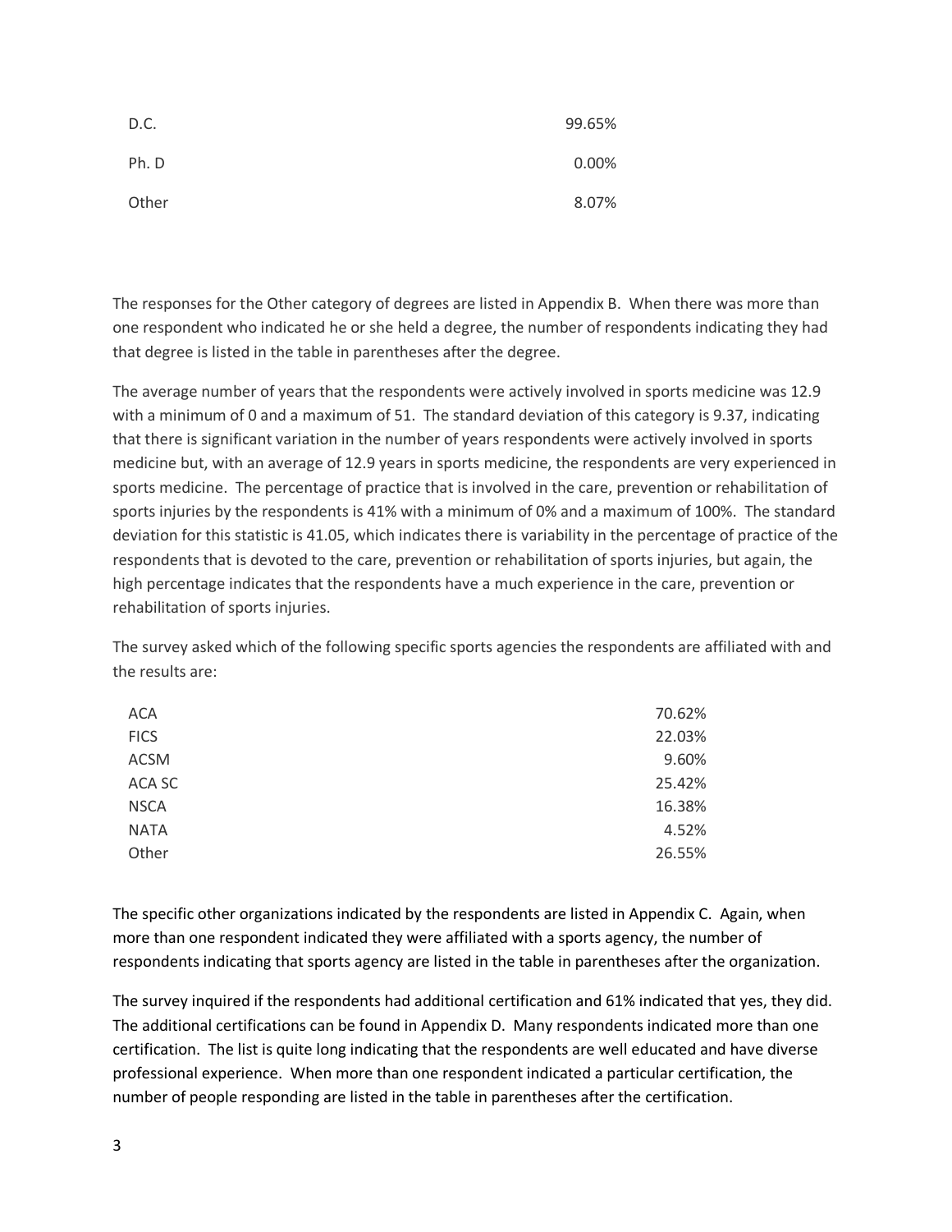| | |
|---|---|
| D.C. | 99.65% |
| Ph. D | 0.00% |
| Other | 8.07% |

The responses for the Other category of degrees are listed in Appendix B. When there was more than one respondent who indicated he or she held a degree, the number of respondents indicating they had that degree is listed in the table in parentheses after the degree.

The average number of years that the respondents were actively involved in sports medicine was 12.9 with a minimum of 0 and a maximum of 51. The standard deviation of this category is 9.37, indicating that there is significant variation in the number of years respondents were actively involved in sports medicine but, with an average of 12.9 years in sports medicine, the respondents are very experienced in sports medicine. The percentage of practice that is involved in the care, prevention or rehabilitation of sports injuries by the respondents is 41% with a minimum of 0% and a maximum of 100%. The standard deviation for this statistic is 41.05, which indicates there is variability in the percentage of practice of the respondents that is devoted to the care, prevention or rehabilitation of sports injuries, but again, the high percentage indicates that the respondents have a much experience in the care, prevention or rehabilitation of sports injuries.

The survey asked which of the following specific sports agencies the respondents are affiliated with and the results are:

| | |
|---|---|
| ACA | 70.62% |
| FICS | 22.03% |
| ACSM | 9.60% |
| ACA SC | 25.42% |
| NSCA | 16.38% |
| NATA | 4.52% |
| Other | 26.55% |

The specific other organizations indicated by the respondents are listed in Appendix C. Again, when more than one respondent indicated they were affiliated with a sports agency, the number of respondents indicating that sports agency are listed in the table in parentheses after the organization.

The survey inquired if the respondents had additional certification and 61% indicated that yes, they did. The additional certifications can be found in Appendix D. Many respondents indicated more than one certification. The list is quite long indicating that the respondents are well educated and have diverse professional experience. When more than one respondent indicated a particular certification, the number of people responding are listed in the table in parentheses after the certification.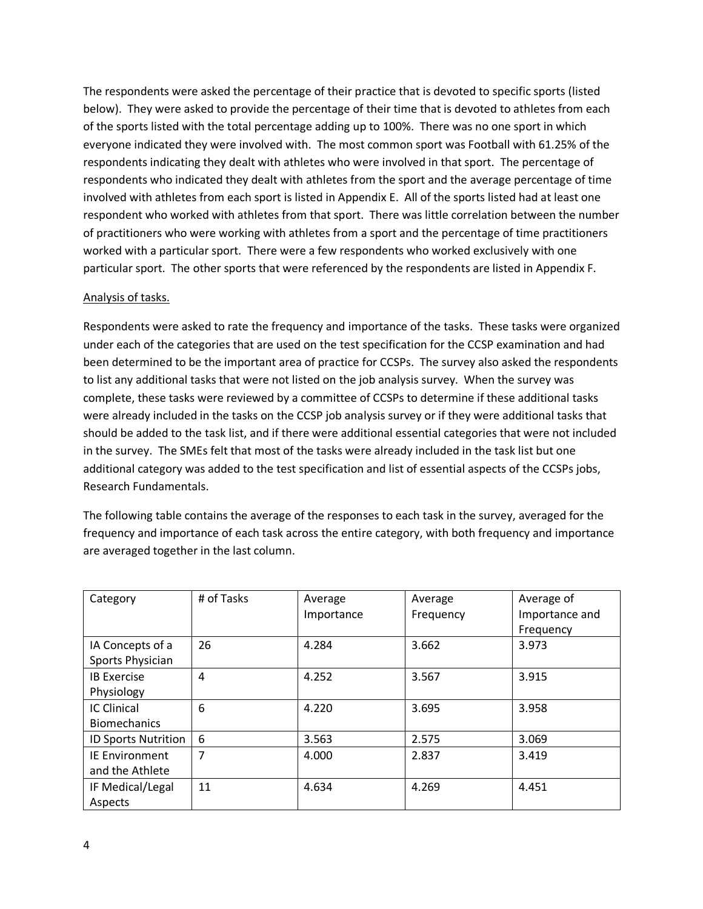The respondents were asked the percentage of their practice that is devoted to specific sports (listed below). They were asked to provide the percentage of their time that is devoted to athletes from each of the sports listed with the total percentage adding up to 100%. There was no one sport in which everyone indicated they were involved with. The most common sport was Football with 61.25% of the respondents indicating they dealt with athletes who were involved in that sport. The percentage of respondents who indicated they dealt with athletes from the sport and the average percentage of time involved with athletes from each sport is listed in Appendix E. All of the sports listed had at least one respondent who worked with athletes from that sport. There was little correlation between the number of practitioners who were working with athletes from a sport and the percentage of time practitioners worked with a particular sport. There were a few respondents who worked exclusively with one particular sport. The other sports that were referenced by the respondents are listed in Appendix F.

Analysis of tasks.

Respondents were asked to rate the frequency and importance of the tasks. These tasks were organized under each of the categories that are used on the test specification for the CCSP examination and had been determined to be the important area of practice for CCSPs. The survey also asked the respondents to list any additional tasks that were not listed on the job analysis survey. When the survey was complete, these tasks were reviewed by a committee of CCSPs to determine if these additional tasks were already included in the tasks on the CCSP job analysis survey or if they were additional tasks that should be added to the task list, and if there were additional essential categories that were not included in the survey. The SMEs felt that most of the tasks were already included in the task list but one additional category was added to the test specification and list of essential aspects of the CCSPs jobs, Research Fundamentals.

The following table contains the average of the responses to each task in the survey, averaged for the frequency and importance of each task across the entire category, with both frequency and importance are averaged together in the last column.

| Category | # of Tasks | Average Importance | Average Frequency | Average of Importance and Frequency |
|---|---|---|---|---|
| IA Concepts of a Sports Physician | 26 | 4.284 | 3.662 | 3.973 |
| IB Exercise Physiology | 4 | 4.252 | 3.567 | 3.915 |
| IC Clinical Biomechanics | 6 | 4.220 | 3.695 | 3.958 |
| ID Sports Nutrition | 6 | 3.563 | 2.575 | 3.069 |
| IE Environment and the Athlete | 7 | 4.000 | 2.837 | 3.419 |
| IF Medical/Legal Aspects | 11 | 4.634 | 4.269 | 4.451 |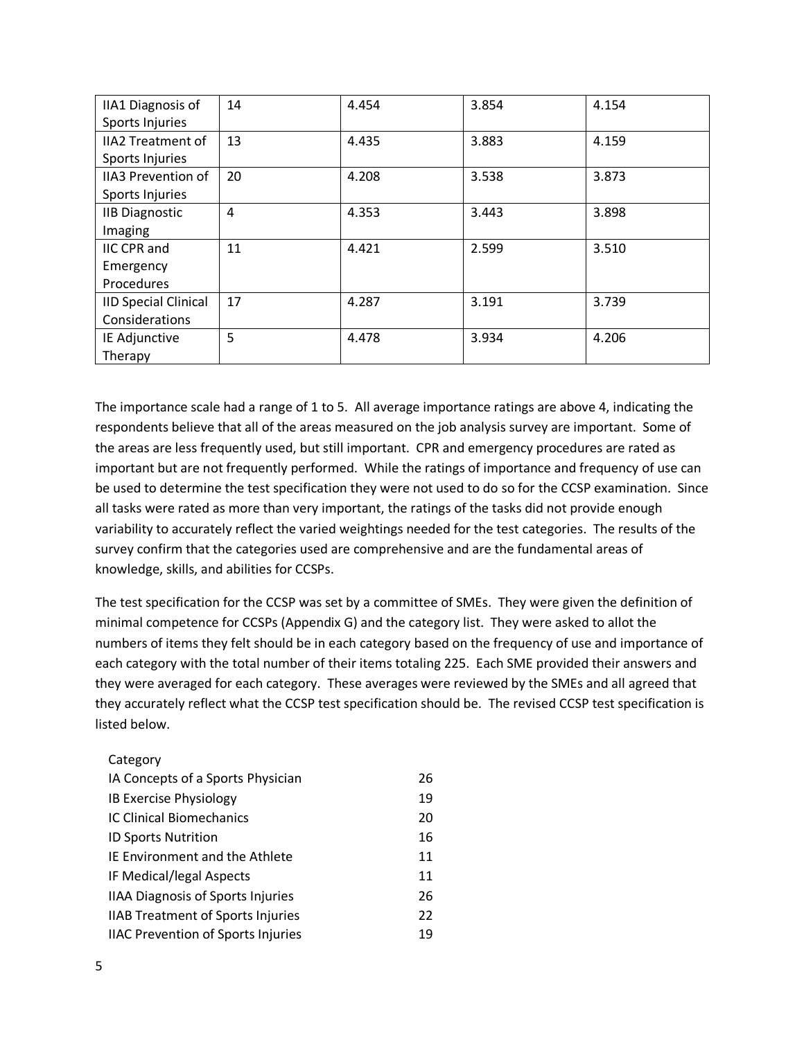| IIA1 Diagnosis of Sports Injuries | 14 | 4.454 | 3.854 | 4.154 |
|---|---|---|---|---|
| IIA2 Treatment of Sports Injuries | 13 | 4.435 | 3.883 | 4.159 |
| IIA3 Prevention of Sports Injuries | 20 | 4.208 | 3.538 | 3.873 |
| IIB Diagnostic Imaging | 4 | 4.353 | 3.443 | 3.898 |
| IIC CPR and Emergency Procedures | 11 | 4.421 | 2.599 | 3.510 |
| IID Special Clinical Considerations | 17 | 4.287 | 3.191 | 3.739 |
| IE Adjunctive Therapy | 5 | 4.478 | 3.934 | 4.206 |

The importance scale had a range of 1 to 5. All average importance ratings are above 4, indicating the respondents believe that all of the areas measured on the job analysis survey are important. Some of the areas are less frequently used, but still important. CPR and emergency procedures are rated as important but are not frequently performed. While the ratings of importance and frequency of use can be used to determine the test specification they were not used to do so for the CCSP examination. Since all tasks were rated as more than very important, the ratings of the tasks did not provide enough variability to accurately reflect the varied weightings needed for the test categories. The results of the survey confirm that the categories used are comprehensive and are the fundamental areas of knowledge, skills, and abilities for CCSPs.

The test specification for the CCSP was set by a committee of SMEs. They were given the definition of minimal competence for CCSPs (Appendix G) and the category list. They were asked to allot the numbers of items they felt should be in each category based on the frequency of use and importance of each category with the total number of their items totaling 225. Each SME provided their answers and they were averaged for each category. These averages were reviewed by the SMEs and all agreed that they accurately reflect what the CCSP test specification should be. The revised CCSP test specification is listed below.

| Category | |
|---|---|
| IA Concepts of a Sports Physician | 26 |
| IB Exercise Physiology | 19 |
| IC Clinical Biomechanics | 20 |
| ID Sports Nutrition | 16 |
| IE Environment and the Athlete | 11 |
| IF Medical/legal Aspects | 11 |
| IIAA Diagnosis of Sports Injuries | 26 |
| IIAB Treatment of Sports Injuries | 22 |
| IIAC Prevention of Sports Injuries | 19 |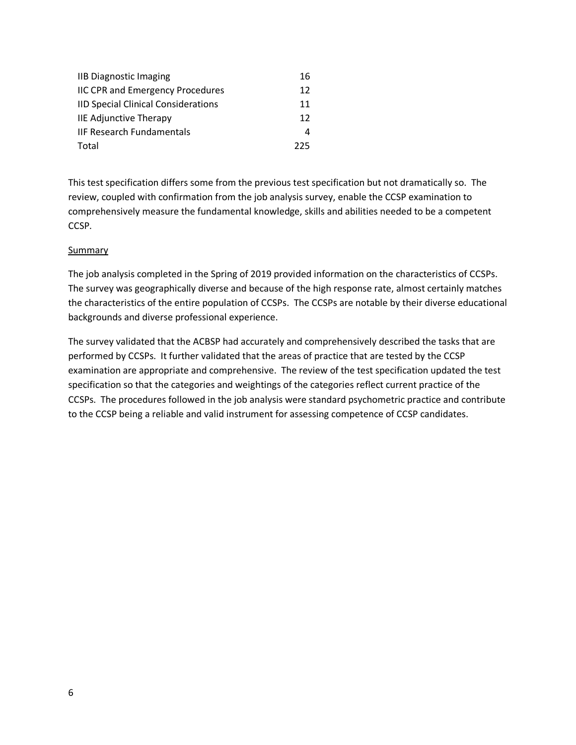| | |
|---|---|
| IIB Diagnostic Imaging | 16 |
| IIC CPR and Emergency Procedures | 12 |
| IID Special Clinical Considerations | 11 |
| IIE Adjunctive Therapy | 12 |
| IIF Research Fundamentals | 4 |
| Total | 225 |

This test specification differs some from the previous test specification but not dramatically so. The review, coupled with confirmation from the job analysis survey, enable the CCSP examination to comprehensively measure the fundamental knowledge, skills and abilities needed to be a competent CCSP.

<u>Summary</u>

The job analysis completed in the Spring of 2019 provided information on the characteristics of CCSPs. The survey was geographically diverse and because of the high response rate, almost certainly matches the characteristics of the entire population of CCSPs. The CCSPs are notable by their diverse educational backgrounds and diverse professional experience.

The survey validated that the ACBSP had accurately and comprehensively described the tasks that are performed by CCSPs. It further validated that the areas of practice that are tested by the CCSP examination are appropriate and comprehensive. The review of the test specification updated the test specification so that the categories and weightings of the categories reflect current practice of the CCSPs. The procedures followed in the job analysis were standard psychometric practice and contribute to the CCSP being a reliable and valid instrument for assessing competence of CCSP candidates.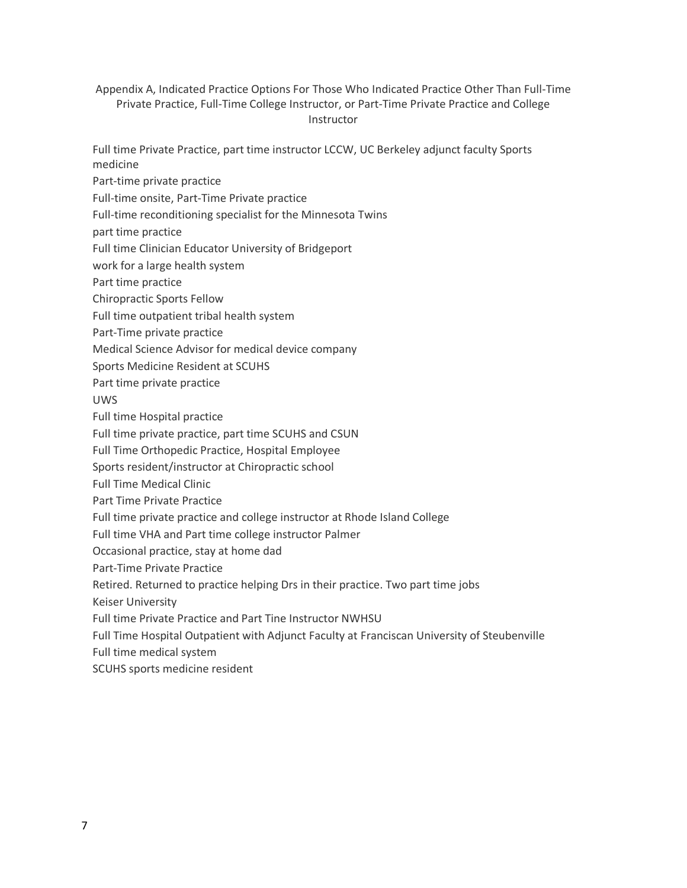# Appendix A, Indicated Practice Options For Those Who Indicated Practice Other Than Full-Time Private Practice, Full-Time College Instructor, or Part-Time Private Practice and College Instructor

Full time Private Practice, part time instructor LCCW, UC Berkeley adjunct faculty Sports medicine

Part-time private practice

Full-time onsite, Part-Time Private practice

Full-time reconditioning specialist for the Minnesota Twins

part time practice

Full time Clinician Educator University of Bridgeport

work for a large health system

Part time practice

Chiropractic Sports Fellow

Full time outpatient tribal health system

Part-Time private practice

Medical Science Advisor for medical device company

Sports Medicine Resident at SCUHS

Part time private practice

UWS

Full time Hospital practice

Full time private practice, part time SCUHS and CSUN

Full Time Orthopedic Practice, Hospital Employee

Sports resident/instructor at Chiropractic school

Full Time Medical Clinic

Part Time Private Practice

Full time private practice and college instructor at Rhode Island College

Full time VHA and Part time college instructor Palmer

Occasional practice, stay at home dad

Part-Time Private Practice

Retired. Returned to practice helping Drs in their practice. Two part time jobs

Keiser University

Full time Private Practice and Part Tine Instructor NWHSU

Full Time Hospital Outpatient with Adjunct Faculty at Franciscan University of Steubenville

Full time medical system

SCUHS sports medicine resident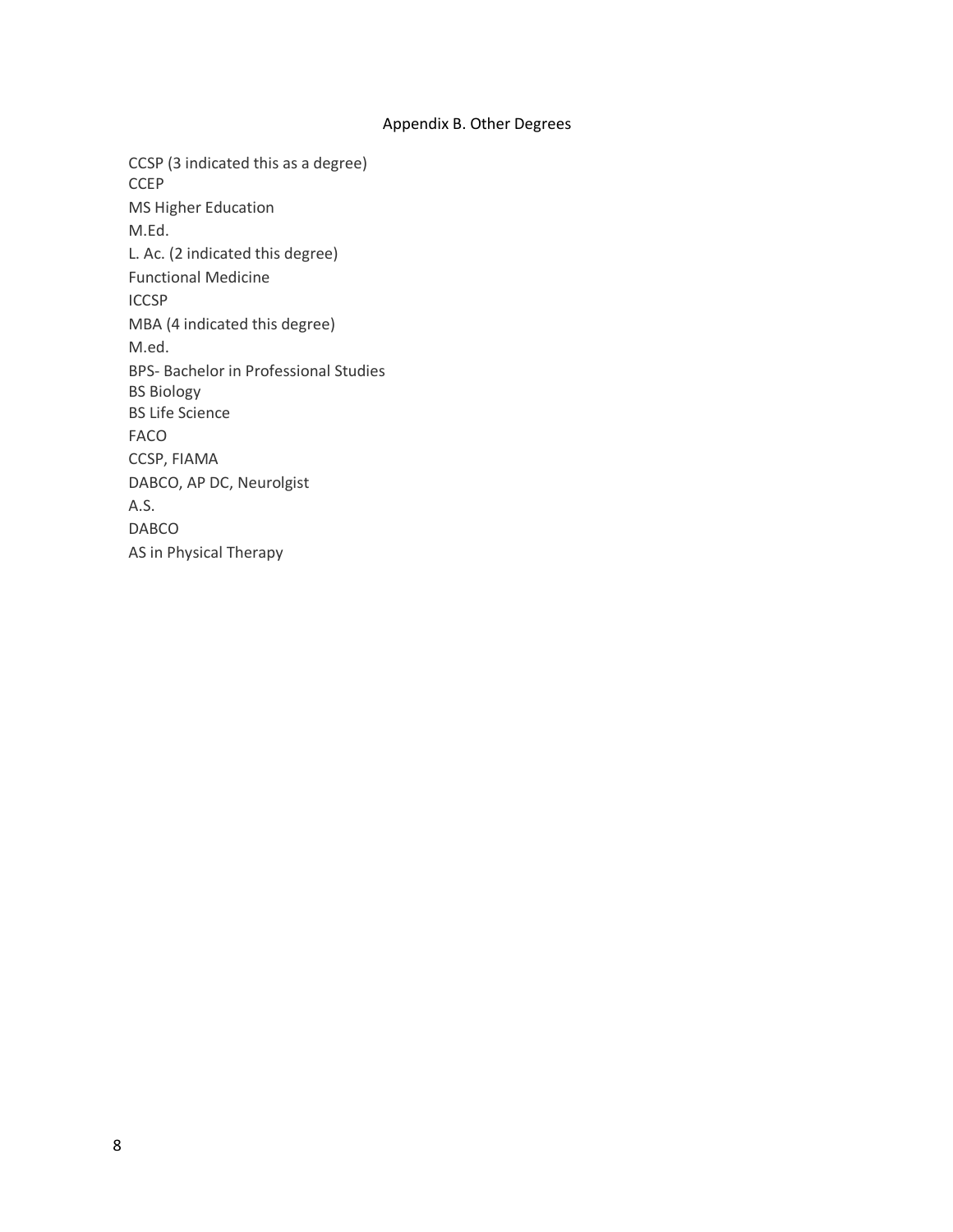## Appendix B. Other Degrees

CCSP (3 indicated this as a degree)
CCEP
MS Higher Education
M.Ed.
L. Ac. (2 indicated this degree)
Functional Medicine
ICCSP
MBA (4 indicated this degree)
M.ed.
BPS- Bachelor in Professional Studies
BS Biology
BS Life Science
FACO
CCSP, FIAMA
DABCO, AP DC, Neurolgist
A.S.
DABCO
AS in Physical Therapy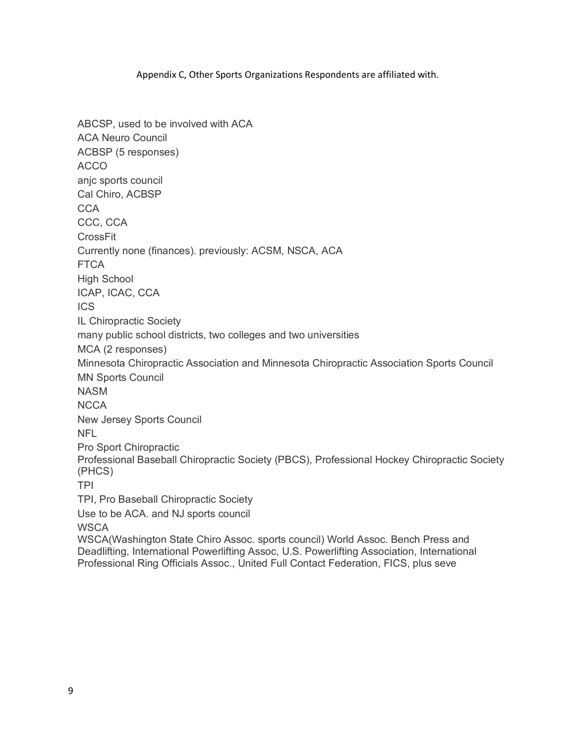Appendix C, Other Sports Organizations Respondents are affiliated with.

ABCSP, used to be involved with ACA
ACA Neuro Council
ACBSP (5 responses)
ACCO
anjc sports council
Cal Chiro, ACBSP
CCA
CCC, CCA
CrossFit
Currently none (finances). previously: ACSM, NSCA, ACA
FTCA
High School
ICAP, ICAC, CCA
ICS
IL Chiropractic Society
many public school districts, two colleges and two universities
MCA (2 responses)
Minnesota Chiropractic Association and Minnesota Chiropractic Association Sports Council
MN Sports Council
NASM
NCCA
New Jersey Sports Council
NFL
Pro Sport Chiropractic
Professional Baseball Chiropractic Society (PBCS), Professional Hockey Chiropractic Society (PHCS)
TPI
TPI, Pro Baseball Chiropractic Society
Use to be ACA. and NJ sports council
WSCA
WSCA(Washington State Chiro Assoc. sports council) World Assoc. Bench Press and Deadlifting, International Powerlifting Assoc, U.S. Powerlifting Association, International Professional Ring Officials Assoc., United Full Contact Federation, FICS, plus seve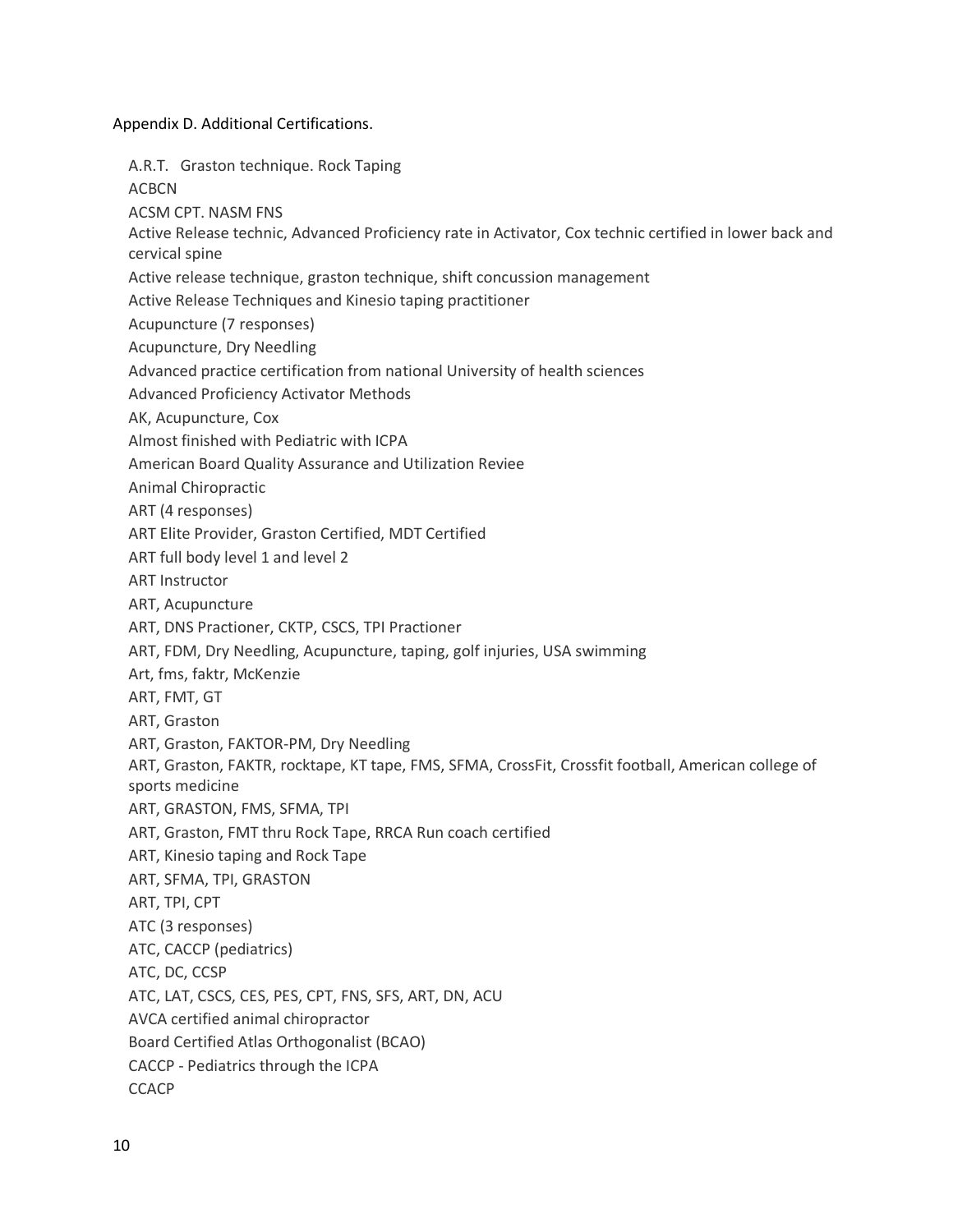Appendix D. Additional Certifications.

A.R.T. Graston technique. Rock Taping
ACBCN
ACSM CPT. NASM FNS
Active Release technic, Advanced Proficiency rate in Activator, Cox technic certified in lower back and cervical spine
Active release technique, graston technique, shift concussion management
Active Release Techniques and Kinesio taping practitioner
Acupuncture (7 responses)
Acupuncture, Dry Needling
Advanced practice certification from national University of health sciences
Advanced Proficiency Activator Methods
AK, Acupuncture, Cox
Almost finished with Pediatric with ICPA
American Board Quality Assurance and Utilization Reviee
Animal Chiropractic
ART (4 responses)
ART Elite Provider, Graston Certified, MDT Certified
ART full body level 1 and level 2
ART Instructor
ART, Acupuncture
ART, DNS Practioner, CKTP, CSCS, TPI Practioner
ART, FDM, Dry Needling, Acupuncture, taping, golf injuries, USA swimming
Art, fms, faktr, McKenzie
ART, FMT, GT
ART, Graston
ART, Graston, FAKTOR-PM, Dry Needling
ART, Graston, FAKTR, rocktape, KT tape, FMS, SFMA, CrossFit, Crossfit football, American college of sports medicine
ART, GRASTON, FMS, SFMA, TPI
ART, Graston, FMT thru Rock Tape, RRCA Run coach certified
ART, Kinesio taping and Rock Tape
ART, SFMA, TPI, GRASTON
ART, TPI, CPT
ATC (3 responses)
ATC, CACCP (pediatrics)
ATC, DC, CCSP
ATC, LAT, CSCS, CES, PES, CPT, FNS, SFS, ART, DN, ACU
AVCA certified animal chiropractor
Board Certified Atlas Orthogonalist (BCAO)
CACCP - Pediatrics through the ICPA
CCACP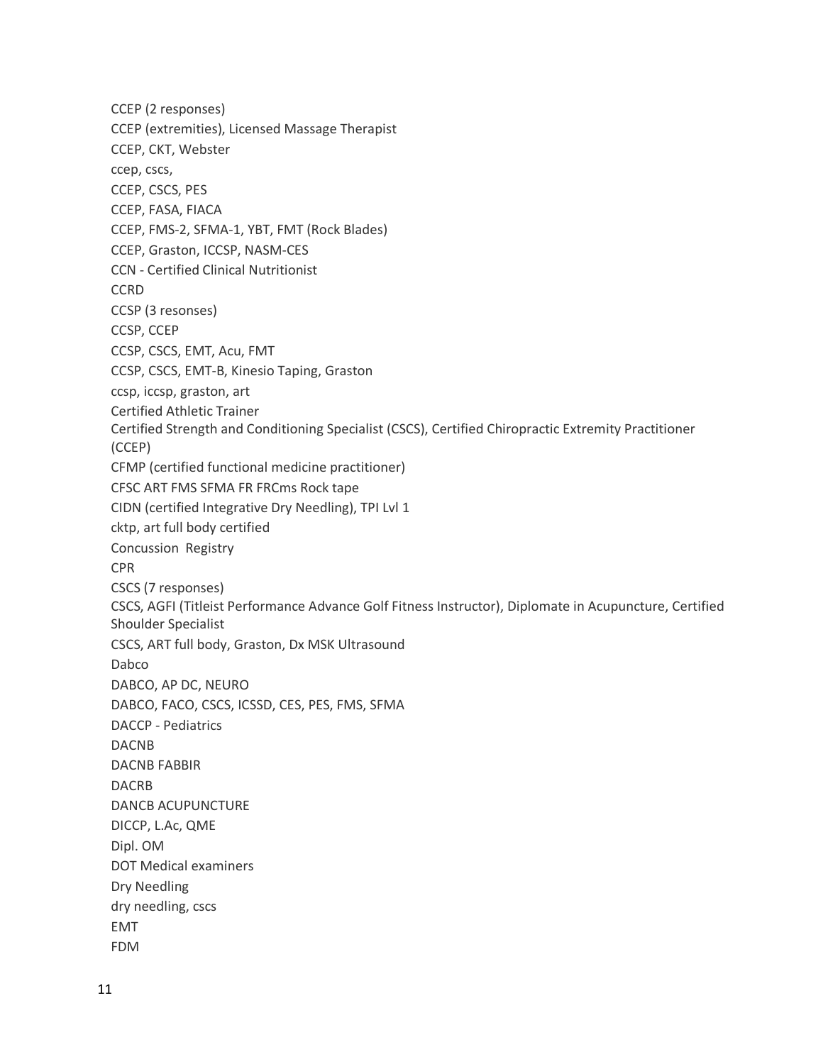CCEP (2 responses)

CCEP (extremities), Licensed Massage Therapist

CCEP, CKT, Webster

ccep, cscs,

CCEP, CSCS, PES

CCEP, FASA, FIACA

CCEP, FMS-2, SFMA-1, YBT, FMT (Rock Blades)

CCEP, Graston, ICCSP, NASM-CES

CCN - Certified Clinical Nutritionist

CCRD

CCSP (3 resonses)

CCSP, CCEP

CCSP, CSCS, EMT, Acu, FMT

CCSP, CSCS, EMT-B, Kinesio Taping, Graston

ccsp, iccsp, graston, art

Certified Athletic Trainer

Certified Strength and Conditioning Specialist (CSCS), Certified Chiropractic Extremity Practitioner (CCEP)

CFMP (certified functional medicine practitioner)

CFSC ART FMS SFMA FR FRCms Rock tape

CIDN (certified Integrative Dry Needling), TPI Lvl 1

cktp, art full body certified

Concussion  Registry

CPR

CSCS (7 responses)

CSCS, AGFI (Titleist Performance Advance Golf Fitness Instructor), Diplomate in Acupuncture, Certified Shoulder Specialist

CSCS, ART full body, Graston, Dx MSK Ultrasound

Dabco

DABCO, AP DC, NEURO

DABCO, FACO, CSCS, ICSSD, CES, PES, FMS, SFMA

DACCP - Pediatrics

DACNB

DACNB FABBIR

DACRB

DANCB ACUPUNCTURE

DICCP, L.Ac, QME

Dipl. OM

DOT Medical examiners

Dry Needling

dry needling, cscs

EMT

FDM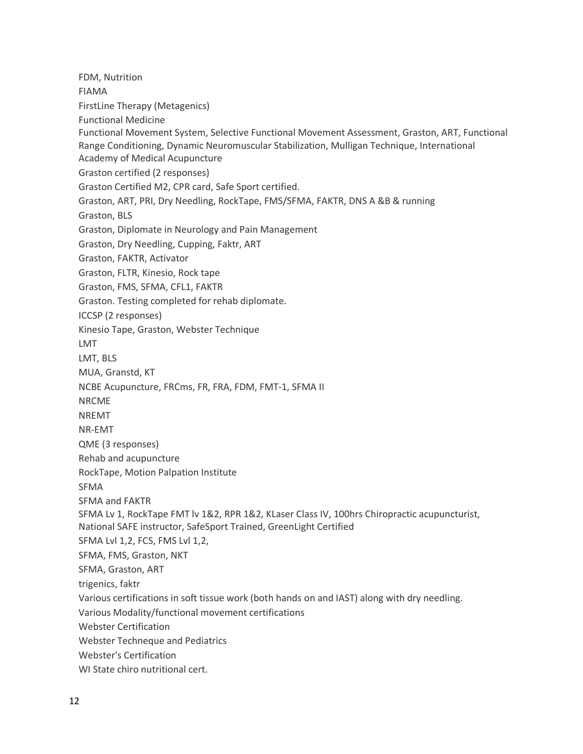FDM, Nutrition

FIAMA

FirstLine Therapy (Metagenics)

Functional Medicine

Functional Movement System, Selective Functional Movement Assessment, Graston, ART, Functional Range Conditioning, Dynamic Neuromuscular Stabilization, Mulligan Technique, International Academy of Medical Acupuncture

Graston certified (2 responses)

Graston Certified M2, CPR card, Safe Sport certified.

Graston, ART, PRI, Dry Needling, RockTape, FMS/SFMA, FAKTR, DNS A &B & running

Graston, BLS

Graston, Diplomate in Neurology and Pain Management

Graston, Dry Needling, Cupping, Faktr, ART

Graston, FAKTR, Activator

Graston, FLTR, Kinesio, Rock tape

Graston, FMS, SFMA, CFL1, FAKTR

Graston. Testing completed for rehab diplomate.

ICCSP (2 responses)

Kinesio Tape, Graston, Webster Technique

LMT

LMT, BLS

MUA, Granstd, KT

NCBE Acupuncture, FRCms, FR, FRA, FDM, FMT-1, SFMA II

NRCME

NREMT

NR-EMT

QME (3 responses)

Rehab and acupuncture

RockTape, Motion Palpation Institute

SFMA

SFMA and FAKTR

SFMA Lv 1, RockTape FMT lv 1&2, RPR 1&2, KLaser Class IV, 100hrs Chiropractic acupuncturist, National SAFE instructor, SafeSport Trained, GreenLight Certified

SFMA Lvl 1,2, FCS, FMS Lvl 1,2,

SFMA, FMS, Graston, NKT

SFMA, Graston, ART

trigenics, faktr

Various certifications in soft tissue work (both hands on and IAST) along with dry needling.

Various Modality/functional movement certifications

Webster Certification

Webster Techneque and Pediatrics

Webster's Certification

WI State chiro nutritional cert.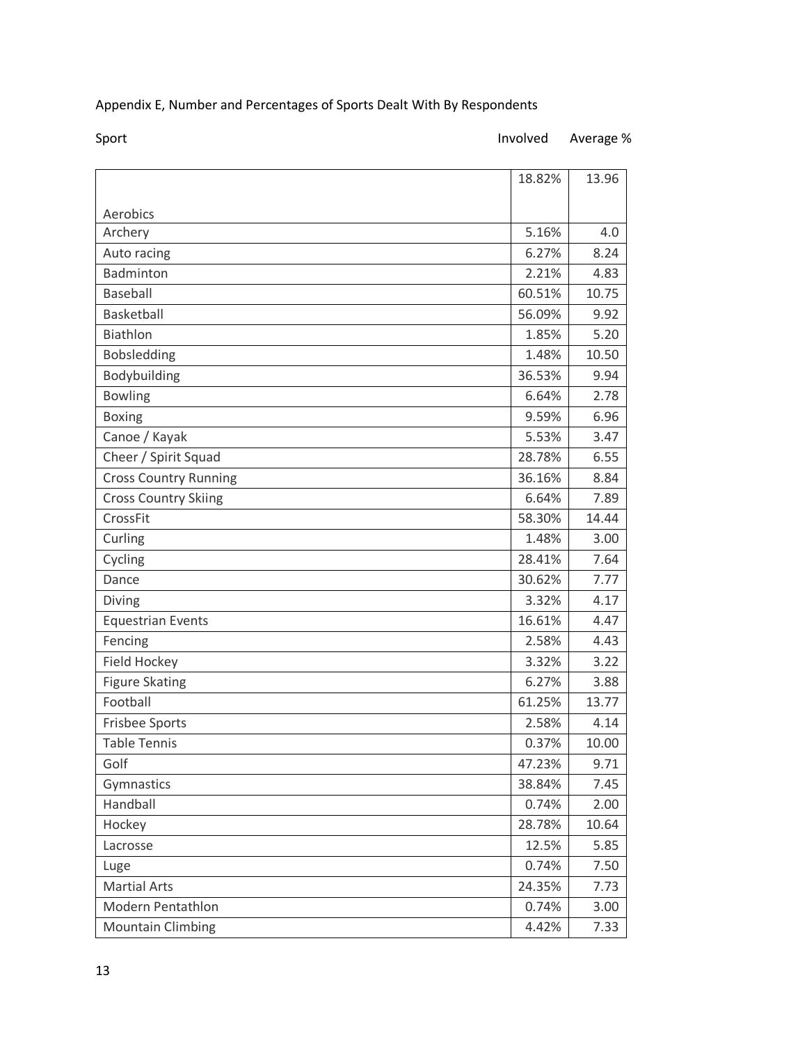Appendix E, Number and Percentages of Sports Dealt With By Respondents

| Sport | Involved | Average % |
|---|---|---|
| Aerobics | 18.82% | 13.96 |
| Archery | 5.16% | 4.0 |
| Auto racing | 6.27% | 8.24 |
| Badminton | 2.21% | 4.83 |
| Baseball | 60.51% | 10.75 |
| Basketball | 56.09% | 9.92 |
| Biathlon | 1.85% | 5.20 |
| Bobsledding | 1.48% | 10.50 |
| Bodybuilding | 36.53% | 9.94 |
| Bowling | 6.64% | 2.78 |
| Boxing | 9.59% | 6.96 |
| Canoe / Kayak | 5.53% | 3.47 |
| Cheer / Spirit Squad | 28.78% | 6.55 |
| Cross Country Running | 36.16% | 8.84 |
| Cross Country Skiing | 6.64% | 7.89 |
| CrossFit | 58.30% | 14.44 |
| Curling | 1.48% | 3.00 |
| Cycling | 28.41% | 7.64 |
| Dance | 30.62% | 7.77 |
| Diving | 3.32% | 4.17 |
| Equestrian Events | 16.61% | 4.47 |
| Fencing | 2.58% | 4.43 |
| Field Hockey | 3.32% | 3.22 |
| Figure Skating | 6.27% | 3.88 |
| Football | 61.25% | 13.77 |
| Frisbee Sports | 2.58% | 4.14 |
| Table Tennis | 0.37% | 10.00 |
| Golf | 47.23% | 9.71 |
| Gymnastics | 38.84% | 7.45 |
| Handball | 0.74% | 2.00 |
| Hockey | 28.78% | 10.64 |
| Lacrosse | 12.5% | 5.85 |
| Luge | 0.74% | 7.50 |
| Martial Arts | 24.35% | 7.73 |
| Modern Pentathlon | 0.74% | 3.00 |
| Mountain Climbing | 4.42% | 7.33 |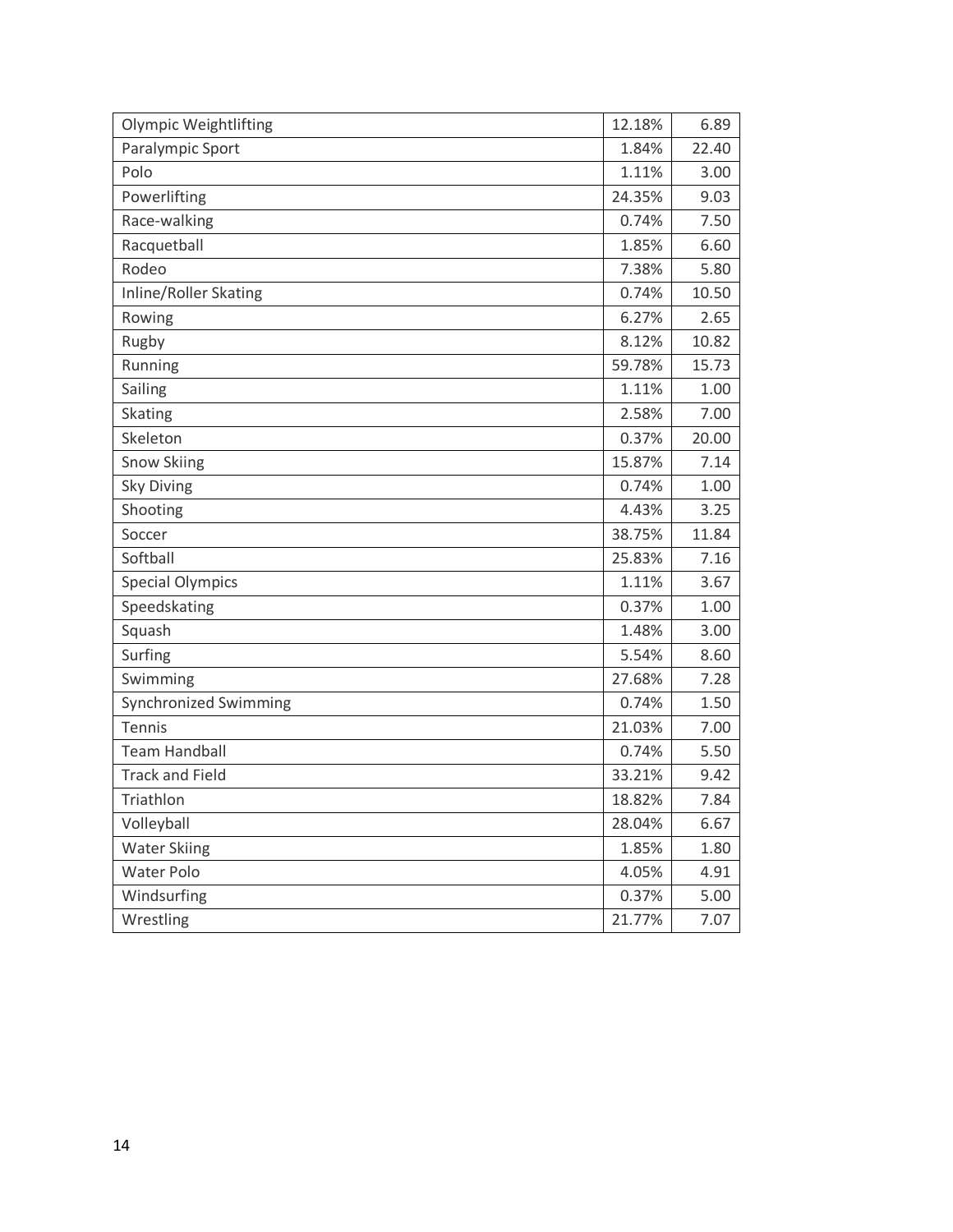| Olympic Weightlifting | 12.18% | 6.89 |
|---|---|---|
| Paralympic Sport | 1.84% | 22.40 |
| Polo | 1.11% | 3.00 |
| Powerlifting | 24.35% | 9.03 |
| Race-walking | 0.74% | 7.50 |
| Racquetball | 1.85% | 6.60 |
| Rodeo | 7.38% | 5.80 |
| Inline/Roller Skating | 0.74% | 10.50 |
| Rowing | 6.27% | 2.65 |
| Rugby | 8.12% | 10.82 |
| Running | 59.78% | 15.73 |
| Sailing | 1.11% | 1.00 |
| Skating | 2.58% | 7.00 |
| Skeleton | 0.37% | 20.00 |
| Snow Skiing | 15.87% | 7.14 |
| Sky Diving | 0.74% | 1.00 |
| Shooting | 4.43% | 3.25 |
| Soccer | 38.75% | 11.84 |
| Softball | 25.83% | 7.16 |
| Special Olympics | 1.11% | 3.67 |
| Speedskating | 0.37% | 1.00 |
| Squash | 1.48% | 3.00 |
| Surfing | 5.54% | 8.60 |
| Swimming | 27.68% | 7.28 |
| Synchronized Swimming | 0.74% | 1.50 |
| Tennis | 21.03% | 7.00 |
| Team Handball | 0.74% | 5.50 |
| Track and Field | 33.21% | 9.42 |
| Triathlon | 18.82% | 7.84 |
| Volleyball | 28.04% | 6.67 |
| Water Skiing | 1.85% | 1.80 |
| Water Polo | 4.05% | 4.91 |
| Windsurfing | 0.37% | 5.00 |
| Wrestling | 21.77% | 7.07 |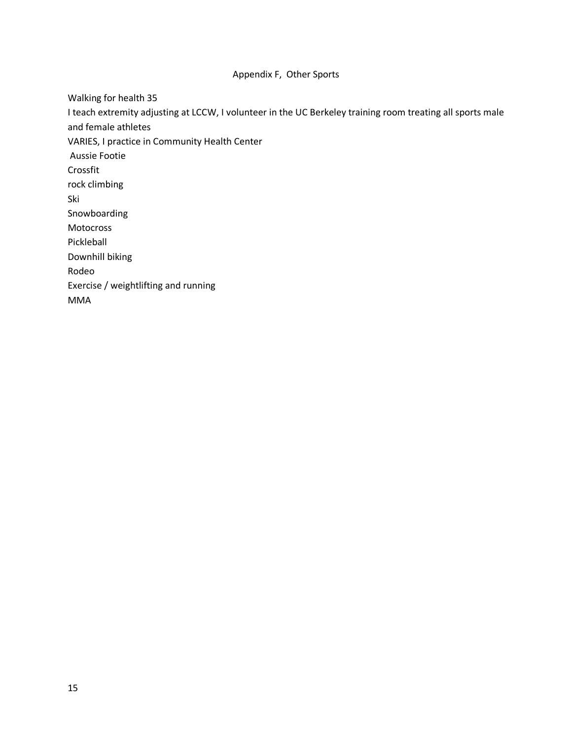# Appendix F, Other Sports

Walking for health 35

I teach extremity adjusting at LCCW, I volunteer in the UC Berkeley training room treating all sports male and female athletes

VARIES, I practice in Community Health Center

Aussie Footie

Crossfit

rock climbing

Ski

Snowboarding

Motocross

Pickleball

Downhill biking

Rodeo

Exercise / weightlifting and running

MMA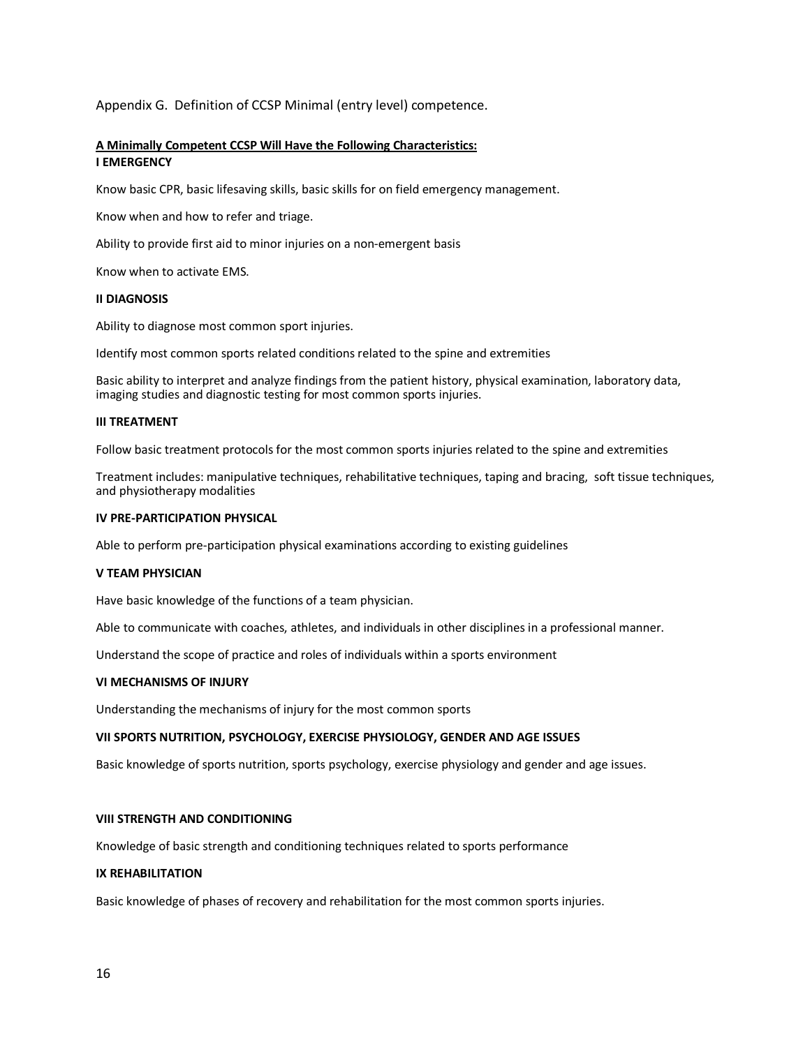Appendix G. Definition of CCSP Minimal (entry level) competence.

**A Minimally Competent CCSP Will Have the Following Characteristics:**

**I EMERGENCY**

Know basic CPR, basic lifesaving skills, basic skills for on field emergency management.

Know when and how to refer and triage.

Ability to provide first aid to minor injuries on a non-emergent basis

Know when to activate EMS.

**II DIAGNOSIS**

Ability to diagnose most common sport injuries.

Identify most common sports related conditions related to the spine and extremities

Basic ability to interpret and analyze findings from the patient history, physical examination, laboratory data, imaging studies and diagnostic testing for most common sports injuries.

**III TREATMENT**

Follow basic treatment protocols for the most common sports injuries related to the spine and extremities

Treatment includes: manipulative techniques, rehabilitative techniques, taping and bracing, soft tissue techniques, and physiotherapy modalities

**IV PRE-PARTICIPATION PHYSICAL**

Able to perform pre-participation physical examinations according to existing guidelines

**V TEAM PHYSICIAN**

Have basic knowledge of the functions of a team physician.

Able to communicate with coaches, athletes, and individuals in other disciplines in a professional manner.

Understand the scope of practice and roles of individuals within a sports environment

**VI MECHANISMS OF INJURY**

Understanding the mechanisms of injury for the most common sports

**VII SPORTS NUTRITION, PSYCHOLOGY, EXERCISE PHYSIOLOGY, GENDER AND AGE ISSUES**

Basic knowledge of sports nutrition, sports psychology, exercise physiology and gender and age issues.

**VIII STRENGTH AND CONDITIONING**

Knowledge of basic strength and conditioning techniques related to sports performance

**IX REHABILITATION**

Basic knowledge of phases of recovery and rehabilitation for the most common sports injuries.